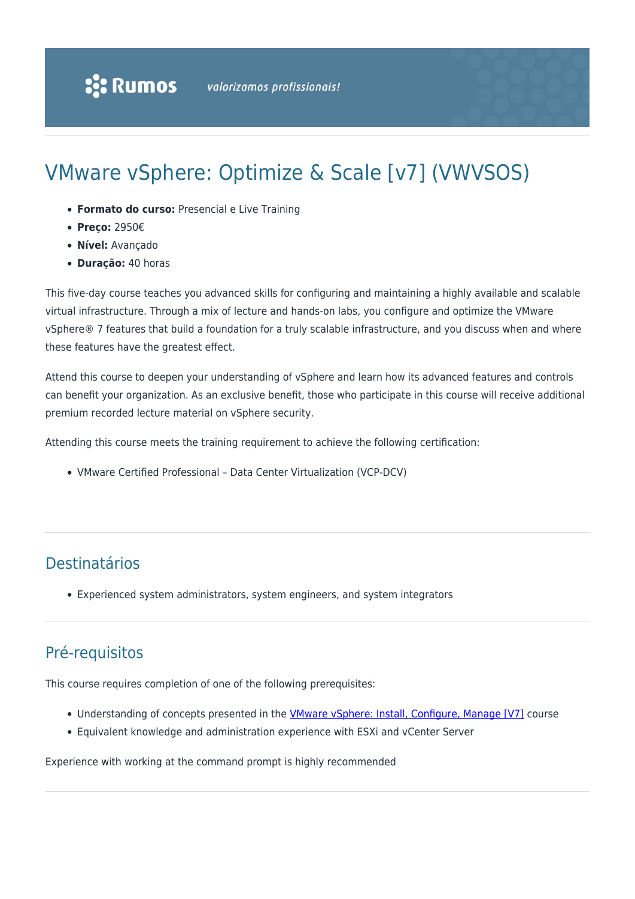# VMware vSphere: Optimize & Scale [v7] (VWVSOS)

- **Formato do curso:** Presencial e Live Training
- **Preço:** 2950€
- **Nível:** Avançado
- **Duração:** 40 horas

This five-day course teaches you advanced skills for configuring and maintaining a highly available and scalable virtual infrastructure. Through a mix of lecture and hands-on labs, you configure and optimize the VMware vSphere® 7 features that build a foundation for a truly scalable infrastructure, and you discuss when and where these features have the greatest effect.

Attend this course to deepen your understanding of vSphere and learn how its advanced features and controls can benefit your organization. As an exclusive benefit, those who participate in this course will receive additional premium recorded lecture material on vSphere security.

Attending this course meets the training requirement to achieve the following certification:

- VMware Certified Professional – Data Center Virtualization (VCP-DCV)

## Destinatários

- Experienced system administrators, system engineers, and system integrators

## Pré-requisitos

This course requires completion of one of the following prerequisites:

- Understanding of concepts presented in the VMware vSphere: Install, Configure, Manage [V7] course
- Equivalent knowledge and administration experience with ESXi and vCenter Server

Experience with working at the command prompt is highly recommended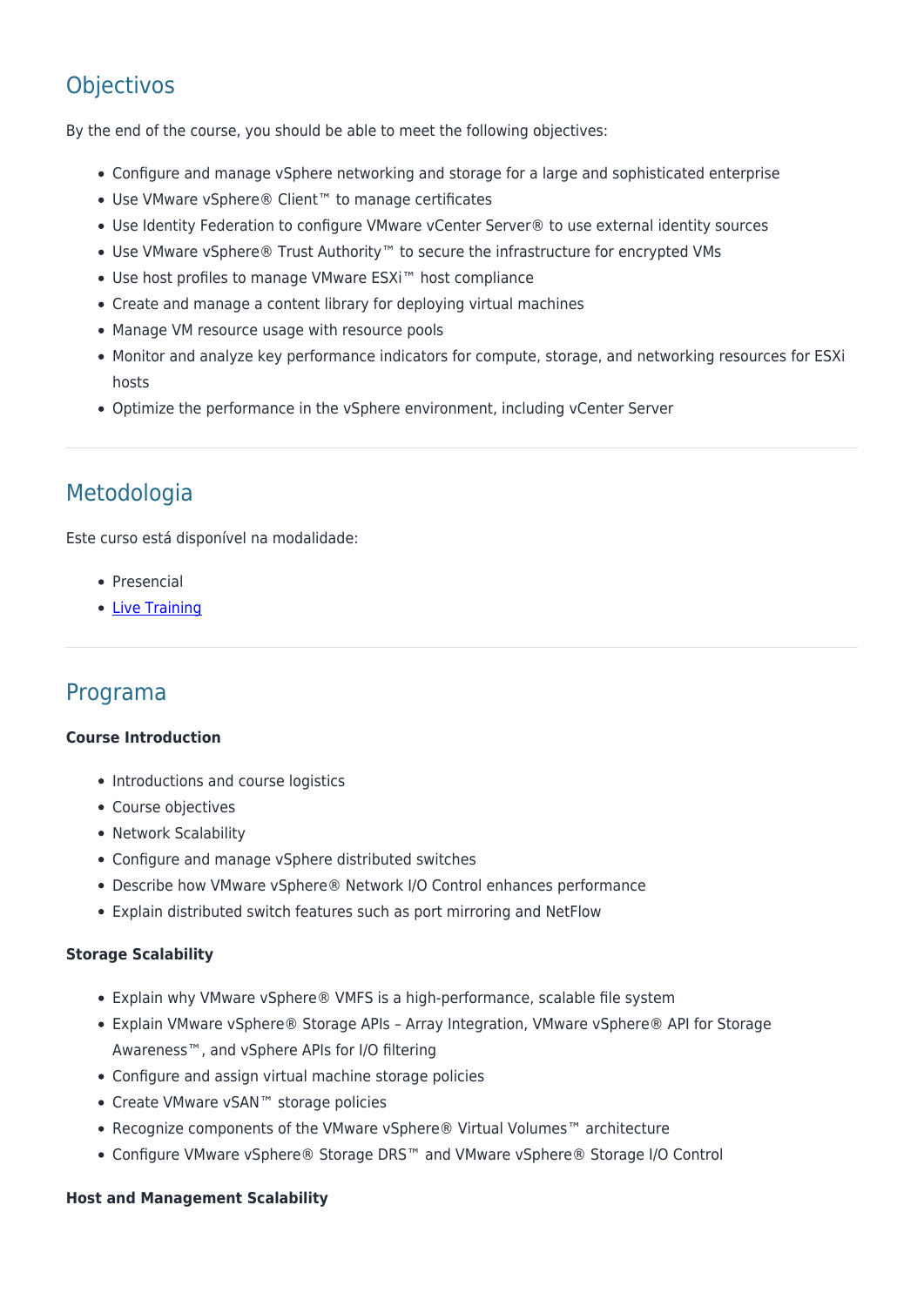## Objectivos

By the end of the course, you should be able to meet the following objectives:

- Configure and manage vSphere networking and storage for a large and sophisticated enterprise
- Use VMware vSphere® Client™ to manage certificates
- Use Identity Federation to configure VMware vCenter Server® to use external identity sources
- Use VMware vSphere® Trust Authority™ to secure the infrastructure for encrypted VMs
- Use host profiles to manage VMware ESXi™ host compliance
- Create and manage a content library for deploying virtual machines
- Manage VM resource usage with resource pools
- Monitor and analyze key performance indicators for compute, storage, and networking resources for ESXi hosts
- Optimize the performance in the vSphere environment, including vCenter Server

---

## Metodologia

Este curso está disponível na modalidade:

- Presencial
- Live Training

---

## Programa

**Course Introduction**

- Introductions and course logistics
- Course objectives
- Network Scalability
- Configure and manage vSphere distributed switches
- Describe how VMware vSphere® Network I/O Control enhances performance
- Explain distributed switch features such as port mirroring and NetFlow

**Storage Scalability**

- Explain why VMware vSphere® VMFS is a high-performance, scalable file system
- Explain VMware vSphere® Storage APIs – Array Integration, VMware vSphere® API for Storage Awareness™, and vSphere APIs for I/O filtering
- Configure and assign virtual machine storage policies
- Create VMware vSAN™ storage policies
- Recognize components of the VMware vSphere® Virtual Volumes™ architecture
- Configure VMware vSphere® Storage DRS™ and VMware vSphere® Storage I/O Control

**Host and Management Scalability**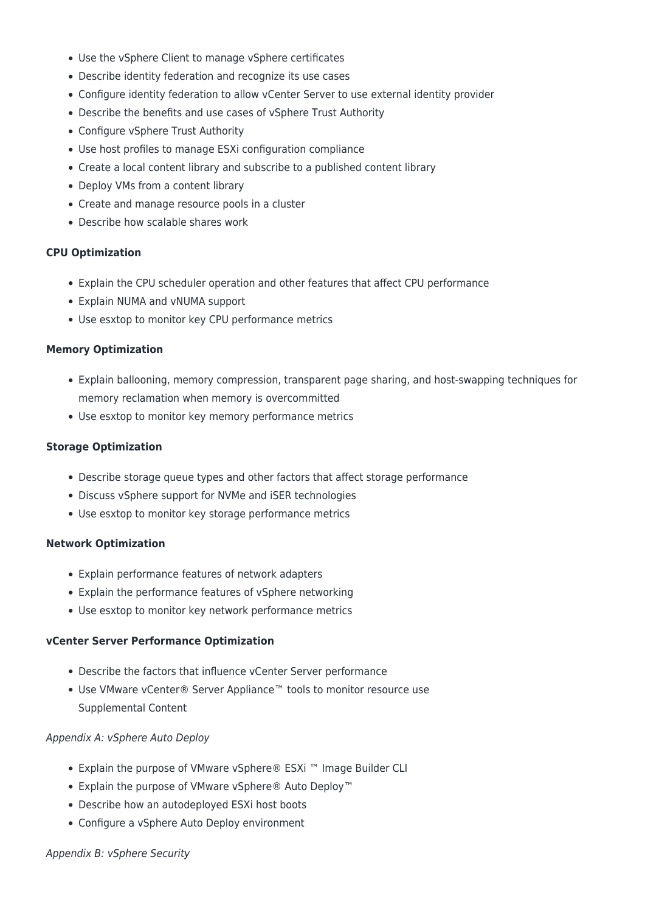- Use the vSphere Client to manage vSphere certificates
- Describe identity federation and recognize its use cases
- Configure identity federation to allow vCenter Server to use external identity provider
- Describe the benefits and use cases of vSphere Trust Authority
- Configure vSphere Trust Authority
- Use host profiles to manage ESXi configuration compliance
- Create a local content library and subscribe to a published content library
- Deploy VMs from a content library
- Create and manage resource pools in a cluster
- Describe how scalable shares work

**CPU Optimization**

- Explain the CPU scheduler operation and other features that affect CPU performance
- Explain NUMA and vNUMA support
- Use esxtop to monitor key CPU performance metrics

**Memory Optimization**

- Explain ballooning, memory compression, transparent page sharing, and host-swapping techniques for memory reclamation when memory is overcommitted
- Use esxtop to monitor key memory performance metrics

**Storage Optimization**

- Describe storage queue types and other factors that affect storage performance
- Discuss vSphere support for NVMe and iSER technologies
- Use esxtop to monitor key storage performance metrics

**Network Optimization**

- Explain performance features of network adapters
- Explain the performance features of vSphere networking
- Use esxtop to monitor key network performance metrics

**vCenter Server Performance Optimization**

- Describe the factors that influence vCenter Server performance
- Use VMware vCenter® Server Appliance™ tools to monitor resource use
  Supplemental Content

*Appendix A: vSphere Auto Deploy*

- Explain the purpose of VMware vSphere® ESXi ™ Image Builder CLI
- Explain the purpose of VMware vSphere® Auto Deploy™
- Describe how an autodeployed ESXi host boots
- Configure a vSphere Auto Deploy environment

*Appendix B: vSphere Security*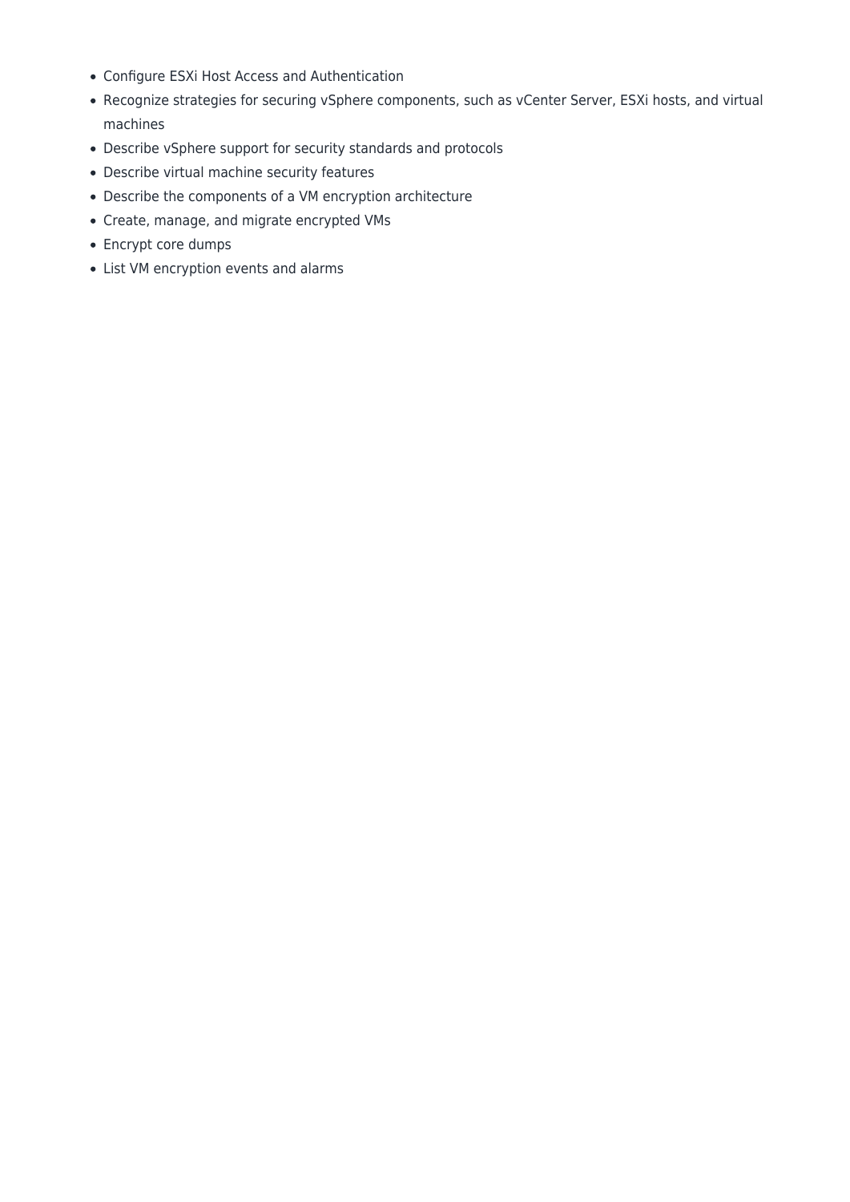- Configure ESXi Host Access and Authentication
- Recognize strategies for securing vSphere components, such as vCenter Server, ESXi hosts, and virtual machines
- Describe vSphere support for security standards and protocols
- Describe virtual machine security features
- Describe the components of a VM encryption architecture
- Create, manage, and migrate encrypted VMs
- Encrypt core dumps
- List VM encryption events and alarms